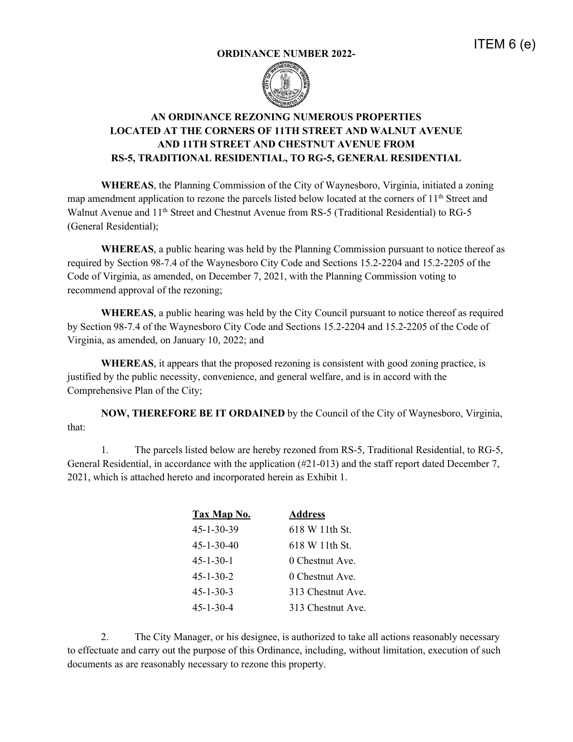ITEM 6 (e)

**ORDINANCE NUMBER 2022-**

## AN ORDINANCE REZONING NUMEROUS PROPERTIES LOCATED AT THE CORNERS OF 11TH STREET AND WALNUT AVENUE AND 11TH STREET AND CHESTNUT AVENUE FROM RS-5, TRADITIONAL RESIDENTIAL, TO RG-5, GENERAL RESIDENTIAL

**WHEREAS**, the Planning Commission of the City of Waynesboro, Virginia, initiated a zoning map amendment application to rezone the parcels listed below located at the corners of 11th Street and Walnut Avenue and 11th Street and Chestnut Avenue from RS-5 (Traditional Residential) to RG-5 (General Residential);

**WHEREAS**, a public hearing was held by the Planning Commission pursuant to notice thereof as required by Section 98-7.4 of the Waynesboro City Code and Sections 15.2-2204 and 15.2-2205 of the Code of Virginia, as amended, on December 7, 2021, with the Planning Commission voting to recommend approval of the rezoning;

**WHEREAS**, a public hearing was held by the City Council pursuant to notice thereof as required by Section 98-7.4 of the Waynesboro City Code and Sections 15.2-2204 and 15.2-2205 of the Code of Virginia, as amended, on January 10, 2022; and

**WHEREAS**, it appears that the proposed rezoning is consistent with good zoning practice, is justified by the public necessity, convenience, and general welfare, and is in accord with the Comprehensive Plan of the City;

**NOW, THEREFORE BE IT ORDAINED** by the Council of the City of Waynesboro, Virginia, that:

1. The parcels listed below are hereby rezoned from RS-5, Traditional Residential, to RG-5, General Residential, in accordance with the application (#21-013) and the staff report dated December 7, 2021, which is attached hereto and incorporated herein as Exhibit 1.

| Tax Map No. | Address |
|---|---|
| 45-1-30-39 | 618 W 11th St. |
| 45-1-30-40 | 618 W 11th St. |
| 45-1-30-1 | 0 Chestnut Ave. |
| 45-1-30-2 | 0 Chestnut Ave. |
| 45-1-30-3 | 313 Chestnut Ave. |
| 45-1-30-4 | 313 Chestnut Ave. |

2. The City Manager, or his designee, is authorized to take all actions reasonably necessary to effectuate and carry out the purpose of this Ordinance, including, without limitation, execution of such documents as are reasonably necessary to rezone this property.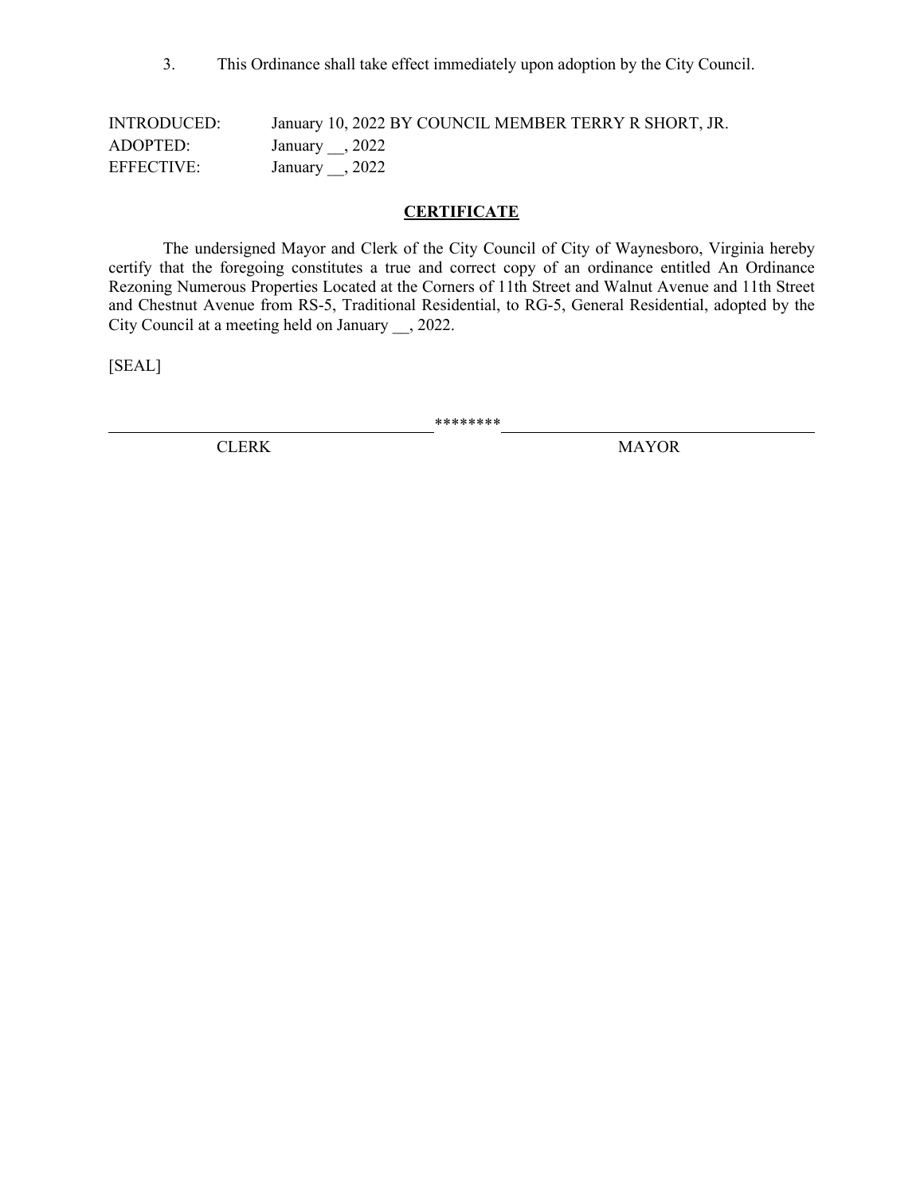3. This Ordinance shall take effect immediately upon adoption by the City Council.

INTRODUCED: January 10, 2022 BY COUNCIL MEMBER TERRY R SHORT, JR.
ADOPTED: January __, 2022
EFFECTIVE: January __, 2022

**CERTIFICATE**

The undersigned Mayor and Clerk of the City Council of City of Waynesboro, Virginia hereby certify that the foregoing constitutes a true and correct copy of an ordinance entitled An Ordinance Rezoning Numerous Properties Located at the Corners of 11th Street and Walnut Avenue and 11th Street and Chestnut Avenue from RS-5, Traditional Residential, to RG-5, General Residential, adopted by the City Council at a meeting held on January __, 2022.

[SEAL]

______________________________ ******** ______________________________

CLERK MAYOR